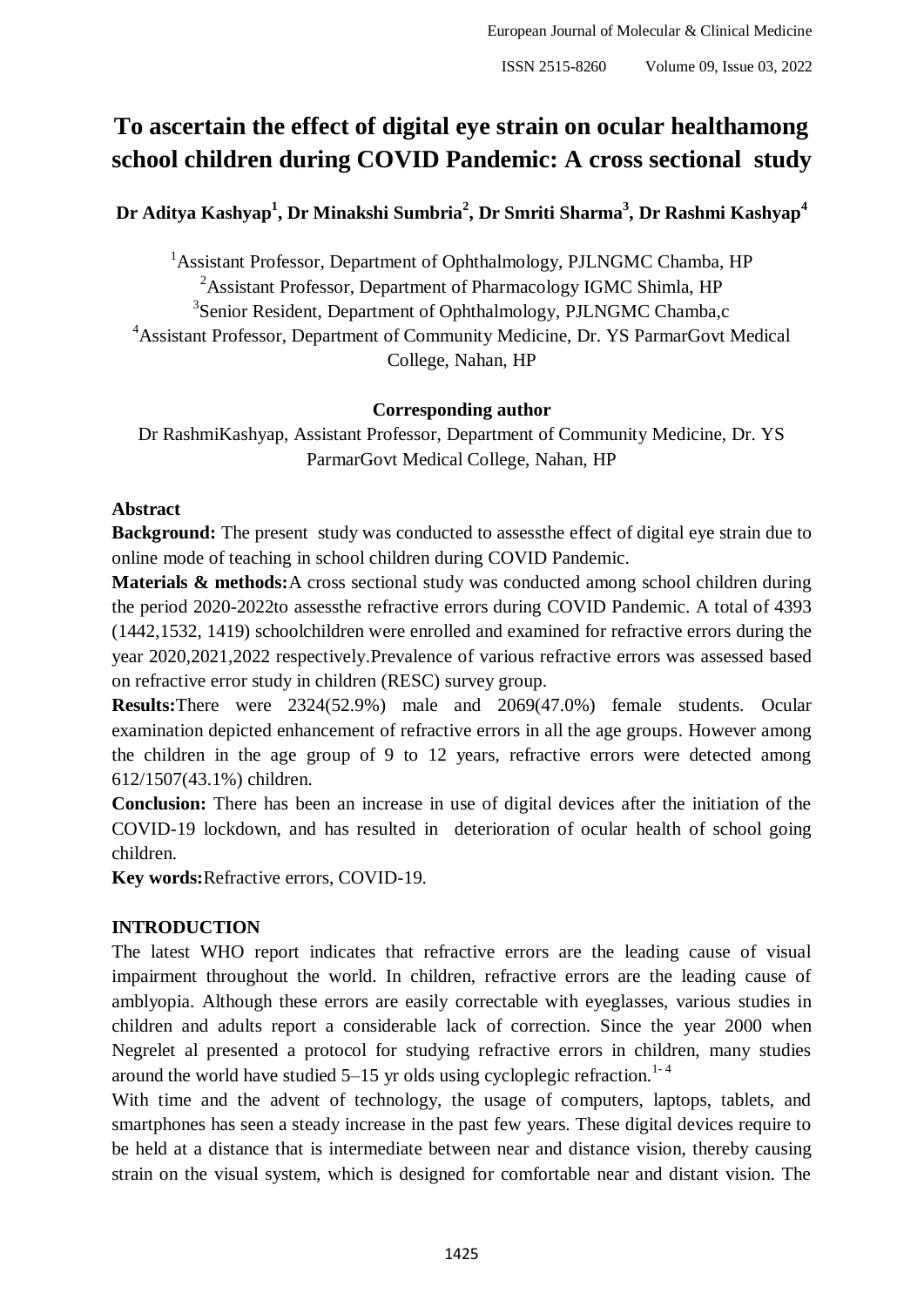# To ascertain the effect of digital eye strain on ocular healthamong school children during COVID Pandemic: A cross sectional study

**Dr Aditya Kashyap[1], Dr Minakshi Sumbria[2], Dr Smriti Sharma[3], Dr Rashmi Kashyap[4]**

[1]Assistant Professor, Department of Ophthalmology, PJLNGMC Chamba, HP
[2]Assistant Professor, Department of Pharmacology IGMC Shimla, HP
[3]Senior Resident, Department of Ophthalmology, PJLNGMC Chamba,c
[4]Assistant Professor, Department of Community Medicine, Dr. YS ParmarGovt Medical College, Nahan, HP

**Corresponding author**

Dr RashmiKashyap, Assistant Professor, Department of Community Medicine, Dr. YS ParmarGovt Medical College, Nahan, HP

## Abstract

**Background:** The present study was conducted to assessthe effect of digital eye strain due to online mode of teaching in school children during COVID Pandemic.

**Materials & methods:**A cross sectional study was conducted among school children during the period 2020-2022to assessthe refractive errors during COVID Pandemic. A total of 4393 (1442,1532, 1419) schoolchildren were enrolled and examined for refractive errors during the year 2020,2021,2022 respectively.Prevalence of various refractive errors was assessed based on refractive error study in children (RESC) survey group.

**Results:**There were 2324(52.9%) male and 2069(47.0%) female students. Ocular examination depicted enhancement of refractive errors in all the age groups. However among the children in the age group of 9 to 12 years, refractive errors were detected among 612/1507(43.1%) children.

**Conclusion:** There has been an increase in use of digital devices after the initiation of the COVID-19 lockdown, and has resulted in deterioration of ocular health of school going children.

**Key words:**Refractive errors, COVID-19.

## INTRODUCTION

The latest WHO report indicates that refractive errors are the leading cause of visual impairment throughout the world. In children, refractive errors are the leading cause of amblyopia. Although these errors are easily correctable with eyeglasses, various studies in children and adults report a considerable lack of correction. Since the year 2000 when Negrelet al presented a protocol for studying refractive errors in children, many studies around the world have studied 5–15 yr olds using cycloplegic refraction.[1-4]

With time and the advent of technology, the usage of computers, laptops, tablets, and smartphones has seen a steady increase in the past few years. These digital devices require to be held at a distance that is intermediate between near and distance vision, thereby causing strain on the visual system, which is designed for comfortable near and distant vision. The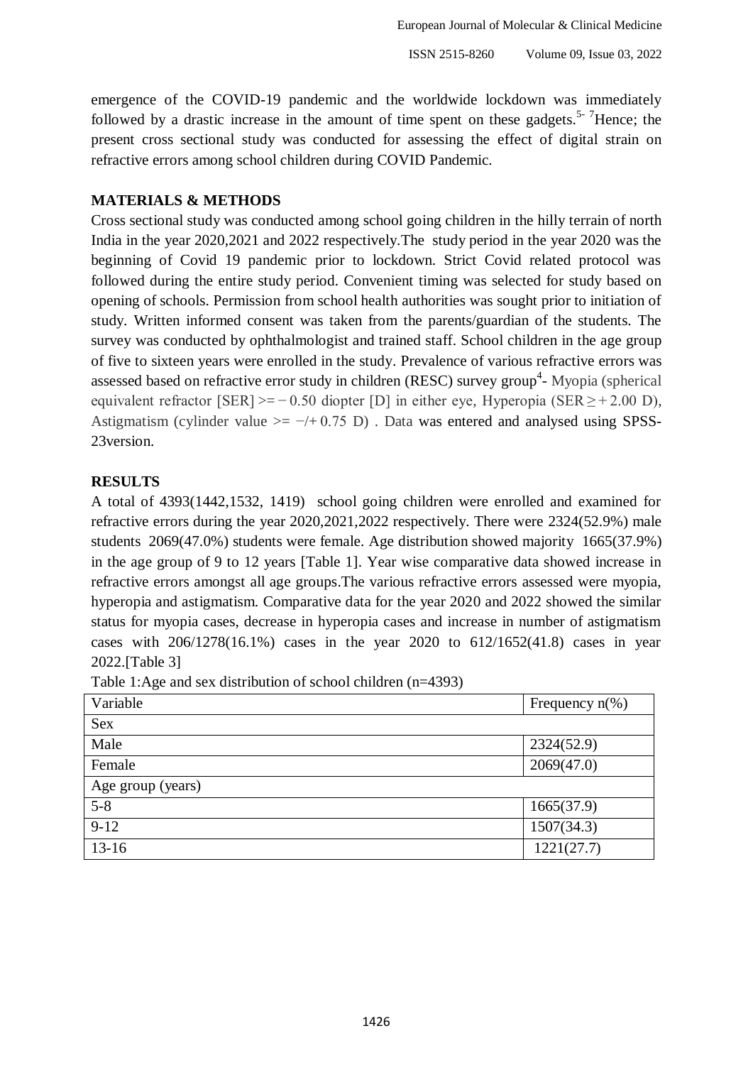emergence of the COVID-19 pandemic and the worldwide lockdown was immediately followed by a drastic increase in the amount of time spent on these gadgets.[5-7]Hence; the present cross sectional study was conducted for assessing the effect of digital strain on refractive errors among school children during COVID Pandemic.

## MATERIALS & METHODS

Cross sectional study was conducted among school going children in the hilly terrain of north India in the year 2020,2021 and 2022 respectively.The study period in the year 2020 was the beginning of Covid 19 pandemic prior to lockdown. Strict Covid related protocol was followed during the entire study period. Convenient timing was selected for study based on opening of schools. Permission from school health authorities was sought prior to initiation of study. Written informed consent was taken from the parents/guardian of the students. The survey was conducted by ophthalmologist and trained staff. School children in the age group of five to sixteen years were enrolled in the study. Prevalence of various refractive errors was assessed based on refractive error study in children (RESC) survey group[4]- Myopia (spherical equivalent refractor [SER] >= − 0.50 diopter [D] in either eye, Hyperopia (SER ≥ + 2.00 D), Astigmatism (cylinder value >= −/+ 0.75 D) . Data was entered and analysed using SPSS-23version.

## RESULTS

A total of 4393(1442,1532, 1419) school going children were enrolled and examined for refractive errors during the year 2020,2021,2022 respectively. There were 2324(52.9%) male students 2069(47.0%) students were female. Age distribution showed majority 1665(37.9%) in the age group of 9 to 12 years [Table 1]. Year wise comparative data showed increase in refractive errors amongst all age groups.The various refractive errors assessed were myopia, hyperopia and astigmatism. Comparative data for the year 2020 and 2022 showed the similar status for myopia cases, decrease in hyperopia cases and increase in number of astigmatism cases with 206/1278(16.1%) cases in the year 2020 to 612/1652(41.8) cases in year 2022.[Table 3]

Table 1:Age and sex distribution of school children (n=4393)

| Variable | Frequency n(%) |
|---|---|
| Sex | |
| Male | 2324(52.9) |
| Female | 2069(47.0) |
| Age group (years) | |
| 5-8 | 1665(37.9) |
| 9-12 | 1507(34.3) |
| 13-16 | 1221(27.7) |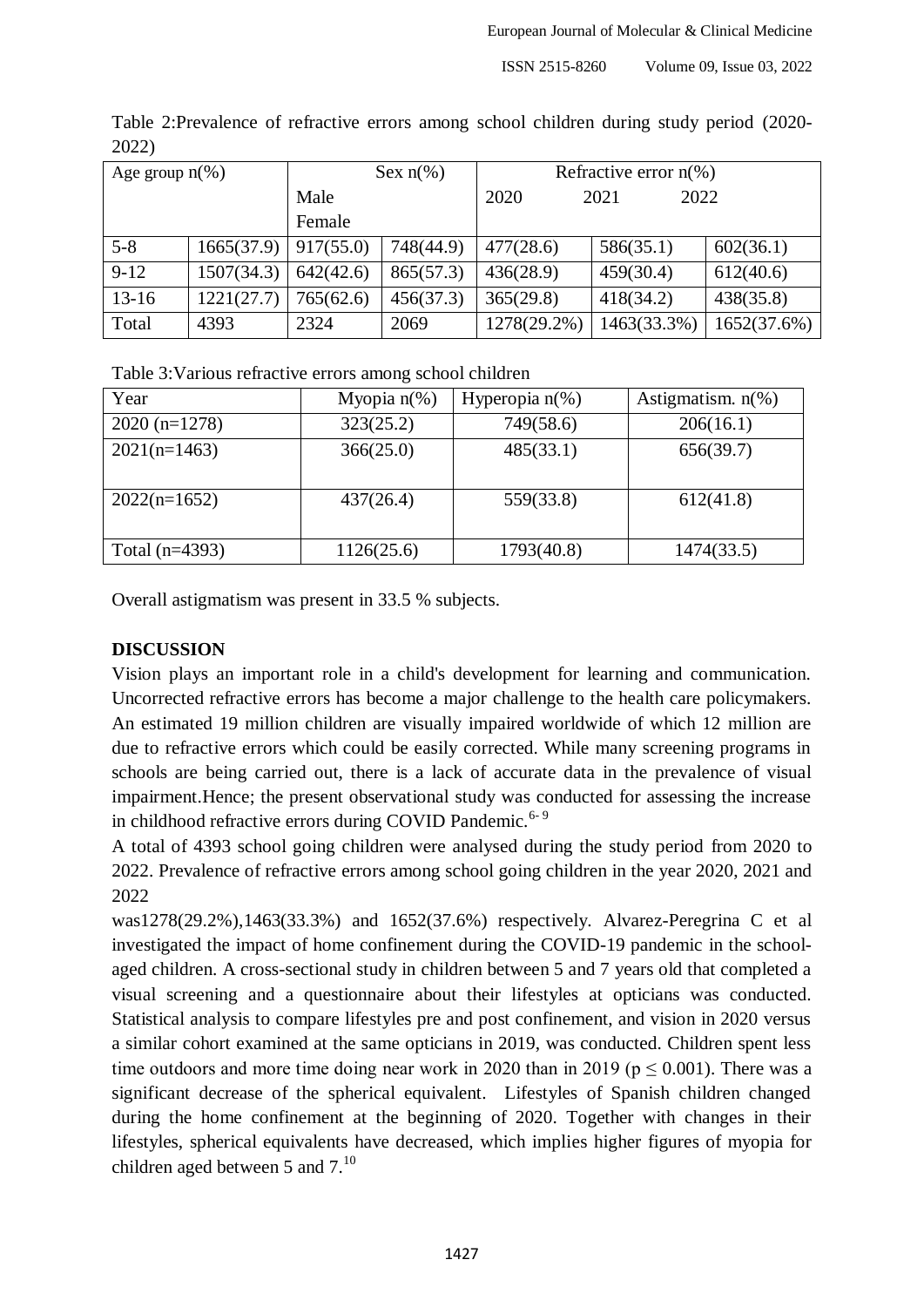Table 2:Prevalence of refractive errors among school children during study period (2020-2022)

| Age group n(%) | | Sex n(%) | | Refractive error n(%) | | |
|---|---|---|---|---|---|---|
| | | Male | Female | 2020 | 2021 | 2022 |
| 5-8 | 1665(37.9) | 917(55.0) | 748(44.9) | 477(28.6) | 586(35.1) | 602(36.1) |
| 9-12 | 1507(34.3) | 642(42.6) | 865(57.3) | 436(28.9) | 459(30.4) | 612(40.6) |
| 13-16 | 1221(27.7) | 765(62.6) | 456(37.3) | 365(29.8) | 418(34.2) | 438(35.8) |
| Total | 4393 | 2324 | 2069 | 1278(29.2%) | 1463(33.3%) | 1652(37.6%) |

Table 3:Various refractive errors among school children

| Year | Myopia n(%) | Hyperopia n(%) | Astigmatism. n(%) |
|---|---|---|---|
| 2020 (n=1278) | 323(25.2) | 749(58.6) | 206(16.1) |
| 2021(n=1463) | 366(25.0) | 485(33.1) | 656(39.7) |
| 2022(n=1652) | 437(26.4) | 559(33.8) | 612(41.8) |
| Total (n=4393) | 1126(25.6) | 1793(40.8) | 1474(33.5) |

Overall astigmatism was present in 33.5 % subjects.

**DISCUSSION**

Vision plays an important role in a child's development for learning and communication. Uncorrected refractive errors has become a major challenge to the health care policymakers. An estimated 19 million children are visually impaired worldwide of which 12 million are due to refractive errors which could be easily corrected. While many screening programs in schools are being carried out, there is a lack of accurate data in the prevalence of visual impairment.Hence; the present observational study was conducted for assessing the increase in childhood refractive errors during COVID Pandemic.[6-9]

A total of 4393 school going children were analysed during the study period from 2020 to 2022. Prevalence of refractive errors among school going children in the year 2020, 2021 and 2022 was1278(29.2%),1463(33.3%) and 1652(37.6%) respectively. Alvarez-Peregrina C et al investigated the impact of home confinement during the COVID-19 pandemic in the school-aged children. A cross-sectional study in children between 5 and 7 years old that completed a visual screening and a questionnaire about their lifestyles at opticians was conducted. Statistical analysis to compare lifestyles pre and post confinement, and vision in 2020 versus a similar cohort examined at the same opticians in 2019, was conducted. Children spent less time outdoors and more time doing near work in 2020 than in 2019 ($p \leq 0.001$). There was a significant decrease of the spherical equivalent. Lifestyles of Spanish children changed during the home confinement at the beginning of 2020. Together with changes in their lifestyles, spherical equivalents have decreased, which implies higher figures of myopia for children aged between 5 and 7.[10]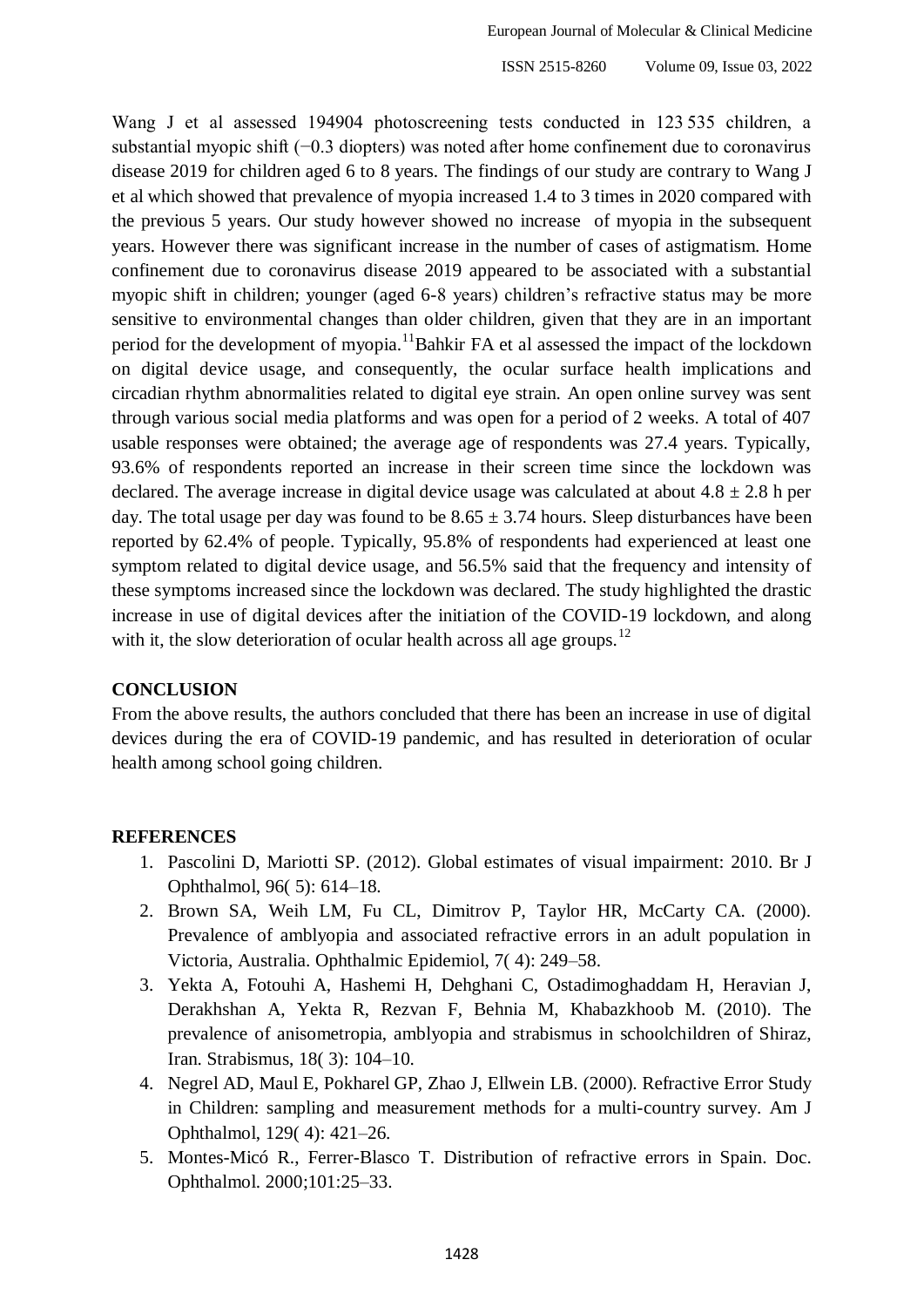Wang J et al assessed 194904 photoscreening tests conducted in 123 535 children, a substantial myopic shift (−0.3 diopters) was noted after home confinement due to coronavirus disease 2019 for children aged 6 to 8 years. The findings of our study are contrary to Wang J et al which showed that prevalence of myopia increased 1.4 to 3 times in 2020 compared with the previous 5 years. Our study however showed no increase of myopia in the subsequent years. However there was significant increase in the number of cases of astigmatism. Home confinement due to coronavirus disease 2019 appeared to be associated with a substantial myopic shift in children; younger (aged 6-8 years) children's refractive status may be more sensitive to environmental changes than older children, given that they are in an important period for the development of myopia.[11] Bahkir FA et al assessed the impact of the lockdown on digital device usage, and consequently, the ocular surface health implications and circadian rhythm abnormalities related to digital eye strain. An open online survey was sent through various social media platforms and was open for a period of 2 weeks. A total of 407 usable responses were obtained; the average age of respondents was 27.4 years. Typically, 93.6% of respondents reported an increase in their screen time since the lockdown was declared. The average increase in digital device usage was calculated at about $4.8 \pm 2.8$ h per day. The total usage per day was found to be $8.65 \pm 3.74$ hours. Sleep disturbances have been reported by 62.4% of people. Typically, 95.8% of respondents had experienced at least one symptom related to digital device usage, and 56.5% said that the frequency and intensity of these symptoms increased since the lockdown was declared. The study highlighted the drastic increase in use of digital devices after the initiation of the COVID-19 lockdown, and along with it, the slow deterioration of ocular health across all age groups.[12]

## CONCLUSION

From the above results, the authors concluded that there has been an increase in use of digital devices during the era of COVID-19 pandemic, and has resulted in deterioration of ocular health among school going children.

## REFERENCES

1. Pascolini D, Mariotti SP. (2012). Global estimates of visual impairment: 2010. Br J Ophthalmol, 96( 5): 614–18.
2. Brown SA, Weih LM, Fu CL, Dimitrov P, Taylor HR, McCarty CA. (2000). Prevalence of amblyopia and associated refractive errors in an adult population in Victoria, Australia. Ophthalmic Epidemiol, 7( 4): 249–58.
3. Yekta A, Fotouhi A, Hashemi H, Dehghani C, Ostadimoghaddam H, Heravian J, Derakhshan A, Yekta R, Rezvan F, Behnia M, Khabazkhoob M. (2010). The prevalence of anisometropia, amblyopia and strabismus in schoolchildren of Shiraz, Iran. Strabismus, 18( 3): 104–10.
4. Negrel AD, Maul E, Pokharel GP, Zhao J, Ellwein LB. (2000). Refractive Error Study in Children: sampling and measurement methods for a multi-country survey. Am J Ophthalmol, 129( 4): 421–26.
5. Montes-Micó R., Ferrer-Blasco T. Distribution of refractive errors in Spain. Doc. Ophthalmol. 2000;101:25–33.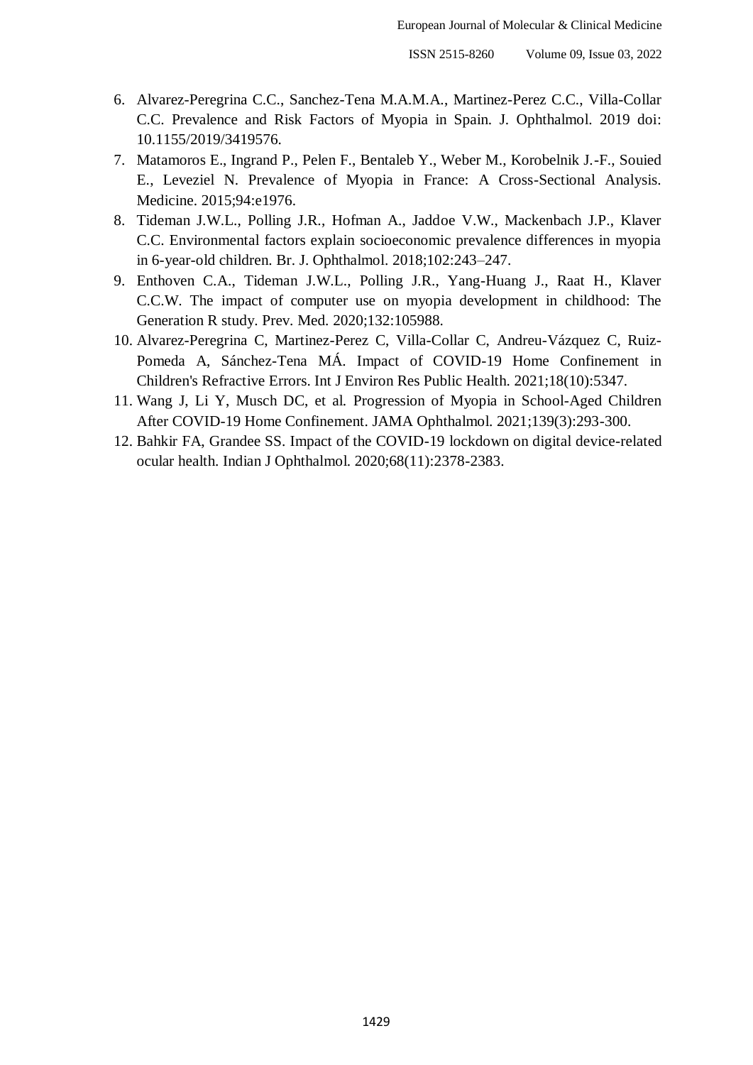6. Alvarez-Peregrina C.C., Sanchez-Tena M.A.M.A., Martinez-Perez C.C., Villa-Collar C.C. Prevalence and Risk Factors of Myopia in Spain. J. Ophthalmol. 2019 doi: 10.1155/2019/3419576.
7. Matamoros E., Ingrand P., Pelen F., Bentaleb Y., Weber M., Korobelnik J.-F., Souied E., Leveziel N. Prevalence of Myopia in France: A Cross-Sectional Analysis. Medicine. 2015;94:e1976.
8. Tideman J.W.L., Polling J.R., Hofman A., Jaddoe V.W., Mackenbach J.P., Klaver C.C. Environmental factors explain socioeconomic prevalence differences in myopia in 6-year-old children. Br. J. Ophthalmol. 2018;102:243–247.
9. Enthoven C.A., Tideman J.W.L., Polling J.R., Yang-Huang J., Raat H., Klaver C.C.W. The impact of computer use on myopia development in childhood: The Generation R study. Prev. Med. 2020;132:105988.
10. Alvarez-Peregrina C, Martinez-Perez C, Villa-Collar C, Andreu-Vázquez C, Ruiz-Pomeda A, Sánchez-Tena MÁ. Impact of COVID-19 Home Confinement in Children's Refractive Errors. Int J Environ Res Public Health. 2021;18(10):5347.
11. Wang J, Li Y, Musch DC, et al. Progression of Myopia in School-Aged Children After COVID-19 Home Confinement. JAMA Ophthalmol. 2021;139(3):293-300.
12. Bahkir FA, Grandee SS. Impact of the COVID-19 lockdown on digital device-related ocular health. Indian J Ophthalmol. 2020;68(11):2378-2383.